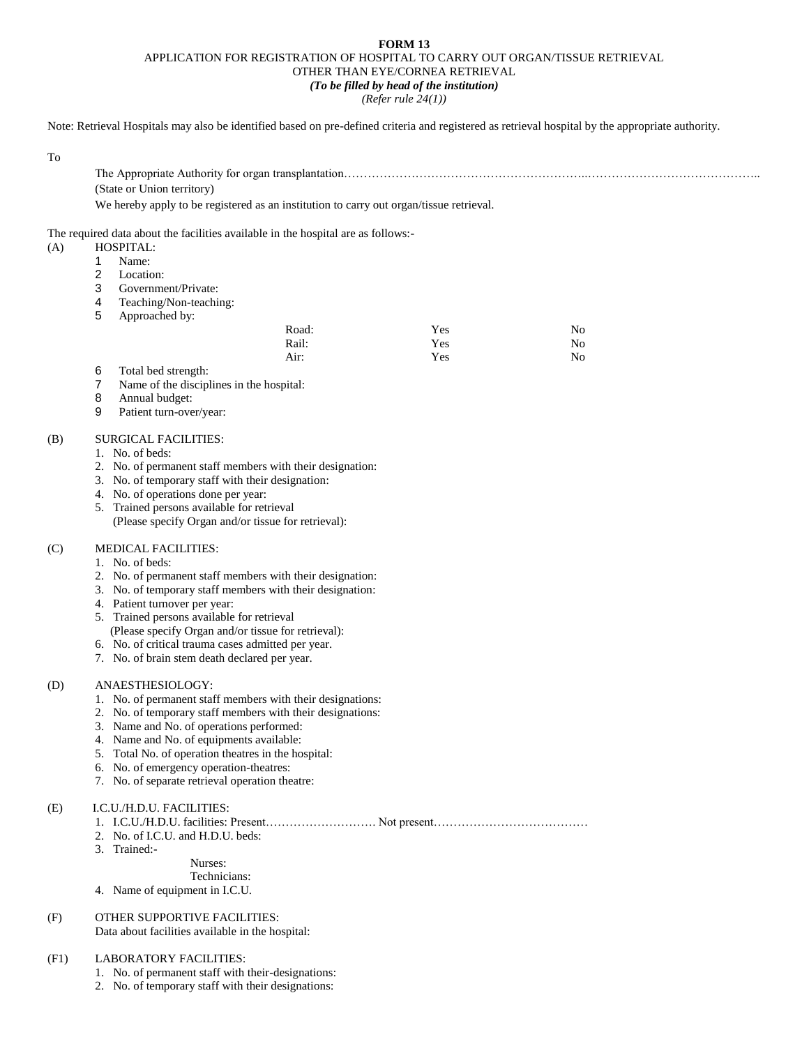**FORM 13**

APPLICATION FOR REGISTRATION OF HOSPITAL TO CARRY OUT ORGAN/TISSUE RETRIEVAL OTHER THAN EYE/CORNEA RETRIEVAL

***(To be filled by head of the institution)***

*(Refer rule 24(1))*

Note: Retrieval Hospitals may also be identified based on pre-defined criteria and registered as retrieval hospital by the appropriate authority.

To

The Appropriate Authority for organ transplantation……………………………………………………..……………………………………..
(State or Union territory)

We hereby apply to be registered as an institution to carry out organ/tissue retrieval.

The required data about the facilities available in the hospital are as follows:-

(A) HOSPITAL:

1. Name:
2. Location:
3. Government/Private:
4. Teaching/Non-teaching:
5. Approached by:

| | | |
|---|---|---|
| Road: | Yes | No |
| Rail: | Yes | No |
| Air: | Yes | No |

6. Total bed strength:
7. Name of the disciplines in the hospital:
8. Annual budget:
9. Patient turn-over/year:

(B) SURGICAL FACILITIES:

1. No. of beds:
2. No. of permanent staff members with their designation:
3. No. of temporary staff with their designation:
4. No. of operations done per year:
5. Trained persons available for retrieval
   (Please specify Organ and/or tissue for retrieval):

(C) MEDICAL FACILITIES:

1. No. of beds:
2. No. of permanent staff members with their designation:
3. No. of temporary staff members with their designation:
4. Patient turnover per year:
5. Trained persons available for retrieval
   (Please specify Organ and/or tissue for retrieval):
6. No. of critical trauma cases admitted per year.
7. No. of brain stem death declared per year.

(D) ANAESTHESIOLOGY:

1. No. of permanent staff members with their designations:
2. No. of temporary staff members with their designations:
3. Name and No. of operations performed:
4. Name and No. of equipments available:
5. Total No. of operation theatres in the hospital:
6. No. of emergency operation-theatres:
7. No. of separate retrieval operation theatre:

(E) I.C.U./H.D.U. FACILITIES:

1. I.C.U./H.D.U. facilities: Present………………………. Not present…………………………………
2. No. of I.C.U. and H.D.U. beds:
3. Trained:-
   Nurses:
   Technicians:
4. Name of equipment in I.C.U.

(F) OTHER SUPPORTIVE FACILITIES:
Data about facilities available in the hospital:

(F1) LABORATORY FACILITIES:

1. No. of permanent staff with their-designations:
2. No. of temporary staff with their designations: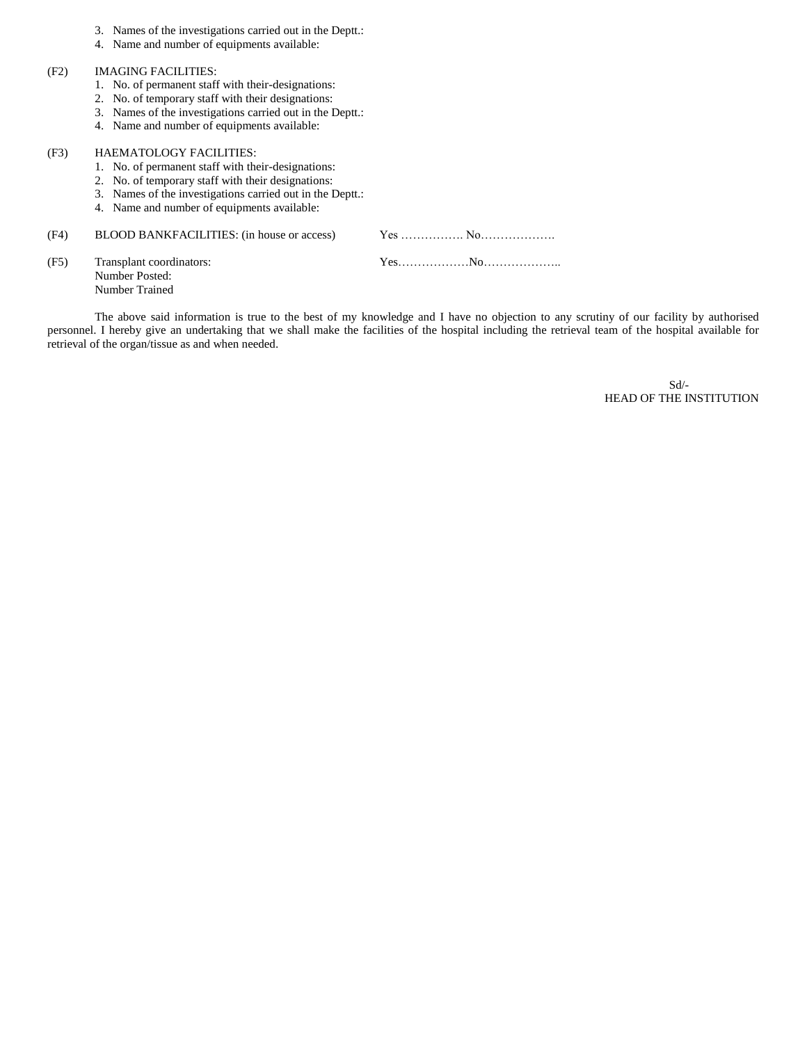3. Names of the investigations carried out in the Deptt.:
4. Name and number of equipments available:

(F2) IMAGING FACILITIES:

1. No. of permanent staff with their-designations:
2. No. of temporary staff with their designations:
3. Names of the investigations carried out in the Deptt.:
4. Name and number of equipments available:

(F3) HAEMATOLOGY FACILITIES:

1. No. of permanent staff with their-designations:
2. No. of temporary staff with their designations:
3. Names of the investigations carried out in the Deptt.:
4. Name and number of equipments available:

(F4) BLOOD BANKFACILITIES: (in house or access) Yes ……………. No……………….

(F5) Transplant coordinators: Yes………………No………………..
Number Posted:
Number Trained

The above said information is true to the best of my knowledge and I have no objection to any scrutiny of our facility by authorised personnel. I hereby give an undertaking that we shall make the facilities of the hospital including the retrieval team of the hospital available for retrieval of the organ/tissue as and when needed.

Sd/-
HEAD OF THE INSTITUTION